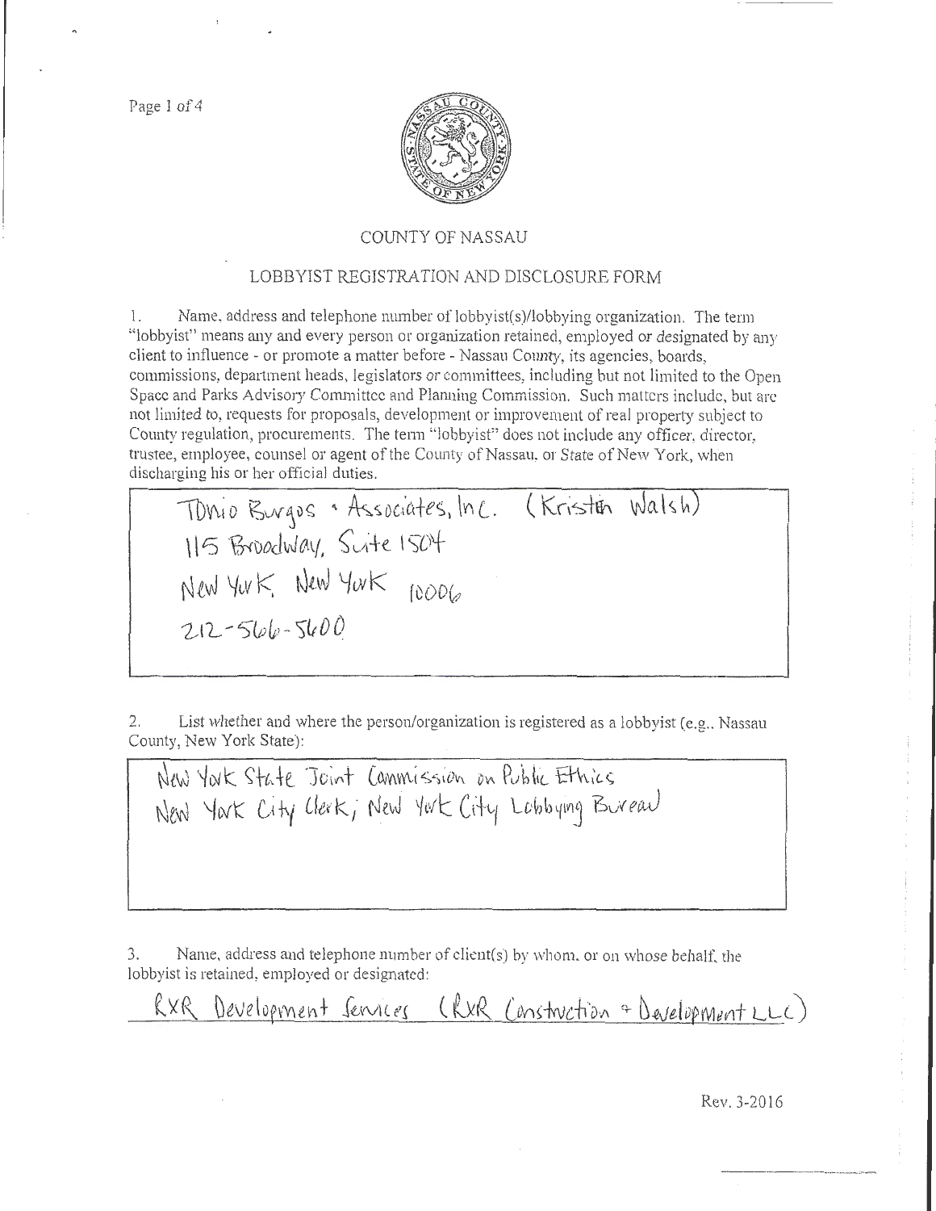# COUNTY OF NASSAU

## LOBBYIST REGISTRATION AND DISCLOSURE FORM

1. Name, address and telephone number of lobbyist(s)/lobbying organization. The term "lobbyist" means any and every person or organization retained, employed or designated by any client to influence - or promote a matter before - Nassau County, its agencies, boards, commissions, department heads, legislators or committees, including but not limited to the Open Space and Parks Advisory Committee and Planning Commission. Such matters include, but are not limited to, requests for proposals, development or improvement of real property subject to County regulation, procurements. The term "lobbyist" does not include any officer, director, trustee, employee, counsel or agent of the County of Nassau, or State of New York, when discharging his or her official duties.

Tonio Burgos + Associates, Inc. (Kristen Walsh)
115 Broadway, Suite 1504
New York, New York 10006
212-566-5600

2. List whether and where the person/organization is registered as a lobbyist (e.g., Nassau County, New York State):

New York State Joint Commission on Public Ethics
New York City Clerk; New York City Lobbying Bureau

3. Name, address and telephone number of client(s) by whom, or on whose behalf, the lobbyist is retained, employed or designated:

RXR Development Services (RXR Construction + Development LLC)

Rev. 3-2016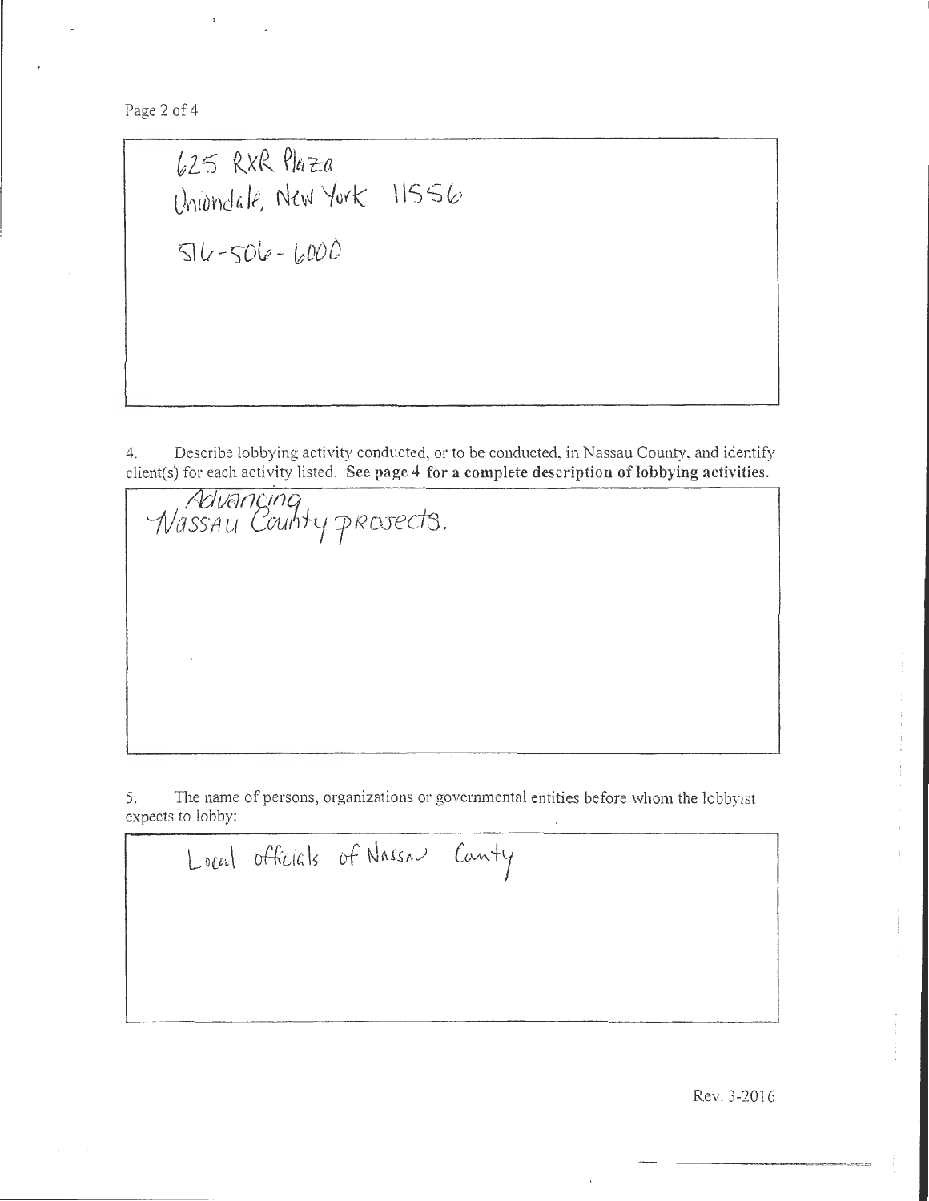625 RXR Plaza
Uniondale, New York 11556

516-506-6000

4. Describe lobbying activity conducted, or to be conducted, in Nassau County, and identify client(s) for each activity listed. **See page 4 for a complete description of lobbying activities.**

Advancing Nassau County projects.

5. The name of persons, organizations or governmental entities before whom the lobbyist expects to lobby:

Local officials of Nassau Canty

Rev. 3-2016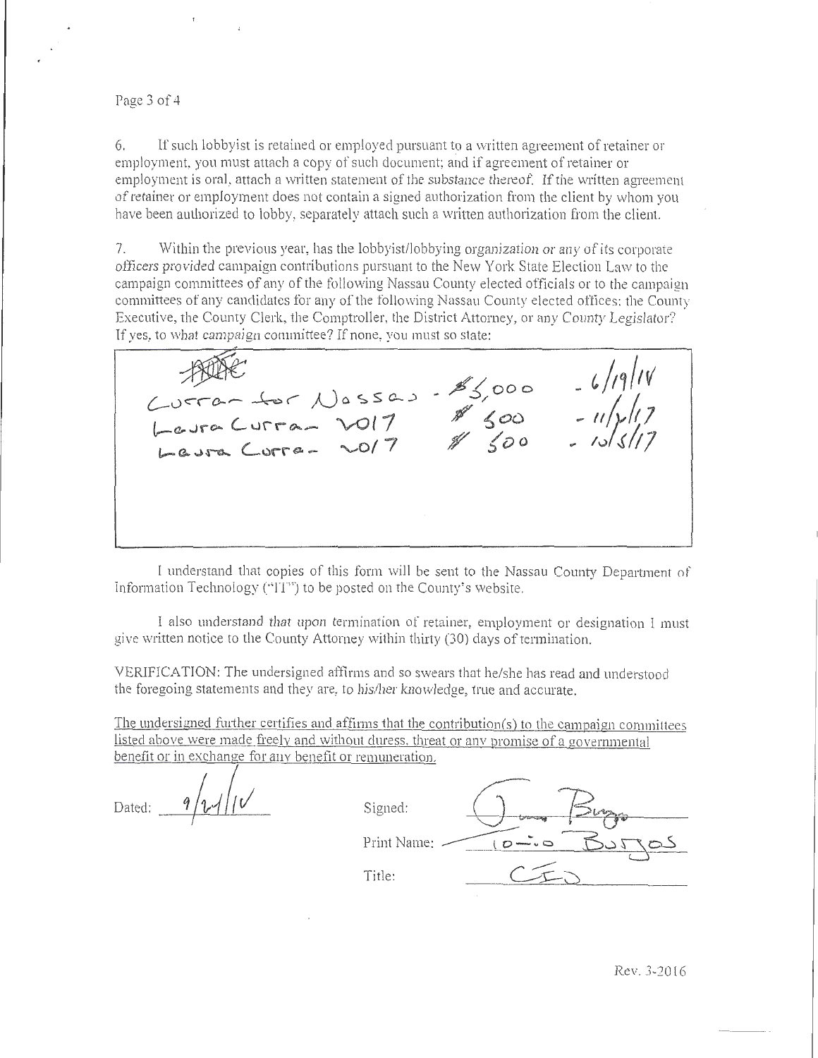6. If such lobbyist is retained or employed pursuant to a written agreement of retainer or employment, you must attach a copy of such document; and if agreement of retainer or employment is oral, attach a written statement of the substance thereof. If the written agreement of retainer or employment does not contain a signed authorization from the client by whom you have been authorized to lobby, separately attach such a written authorization from the client.

7. Within the previous year, has the lobbyist/lobbying organization or any of its corporate officers provided campaign contributions pursuant to the New York State Election Law to the campaign committees of any of the following Nassau County elected officials or to the campaign committees of any candidates for any of the following Nassau County elected offices: the County Executive, the County Clerk, the Comptroller, the District Attorney, or any County Legislator? If yes, to what campaign committee? If none, you must so state:

~~NONE~~

| | | |
|---|---|---|
| Curran for Nassau | - $5,000 | - 6/19/18 |
| Laura Curran 2017 | $500 | - 11/2/17 |
| Laura Curran 2017 | $500 | - 10/5/17 |

I understand that copies of this form will be sent to the Nassau County Department of Information Technology ("IT") to be posted on the County's website.

I also understand that upon termination of retainer, employment or designation I must give written notice to the County Attorney within thirty (30) days of termination.

VERIFICATION: The undersigned affirms and so swears that he/she has read and understood the foregoing statements and they are, to his/her knowledge, true and accurate.

<u>The undersigned further certifies and affirms that the contribution(s) to the campaign committees listed above were made freely and without duress, threat or any promise of a governmental benefit or in exchange for any benefit or remuneration.</u>

Dated: 9/24/18

Signed: [signature]

Print Name: Tonio Burgos

Title: CEO

Rev. 3-2016